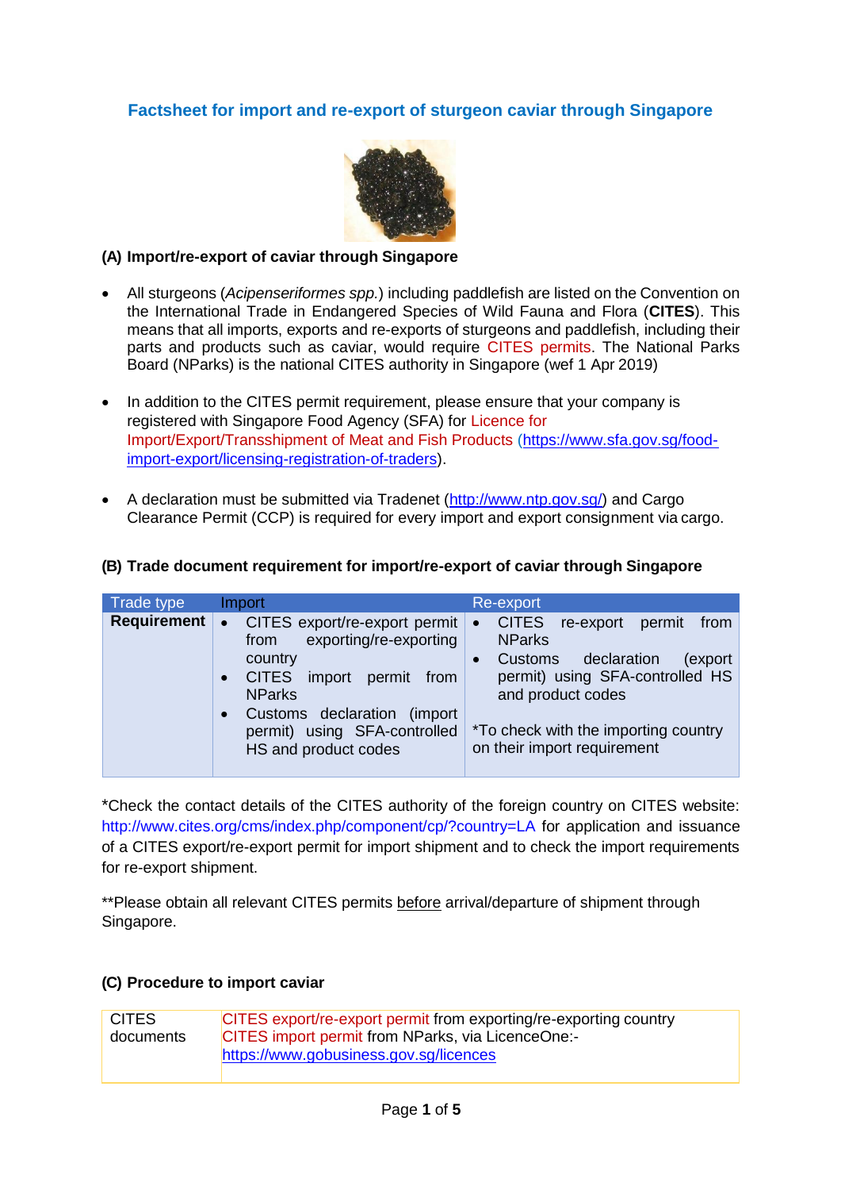# Factsheet for import and re-export of sturgeon caviar through Singapore

## (A) Import/re-export of caviar through Singapore

- All sturgeons (*Acipenseriformes spp.*) including paddlefish are listed on the Convention on the International Trade in Endangered Species of Wild Fauna and Flora (**CITES**). This means that all imports, exports and re-exports of sturgeons and paddlefish, including their parts and products such as caviar, would require CITES permits. The National Parks Board (NParks) is the national CITES authority in Singapore (wef 1 Apr 2019)
- In addition to the CITES permit requirement, please ensure that your company is registered with Singapore Food Agency (SFA) for Licence for Import/Export/Transshipment of Meat and Fish Products (https://www.sfa.gov.sg/food-import-export/licensing-registration-of-traders).
- A declaration must be submitted via Tradenet (http://www.ntp.gov.sg/) and Cargo Clearance Permit (CCP) is required for every import and export consignment via cargo.

## (B) Trade document requirement for import/re-export of caviar through Singapore

| Trade type | Import | Re-export |
|---|---|---|
| **Requirement** | • CITES export/re-export permit from exporting/re-exporting country<br>• CITES import permit from NParks<br>• Customs declaration (import permit) using SFA-controlled HS and product codes | • CITES re-export permit from NParks<br>• Customs declaration (export permit) using SFA-controlled HS and product codes<br><br>*To check with the importing country on their import requirement |

*Check the contact details of the CITES authority of the foreign country on CITES website: http://www.cites.org/cms/index.php/component/cp/?country=LA for application and issuance of a CITES export/re-export permit for import shipment and to check the import requirements for re-export shipment.

**Please obtain all relevant CITES permits before arrival/departure of shipment through Singapore.

## (C) Procedure to import caviar

| CITES documents | CITES export/re-export permit from exporting/re-exporting country<br>CITES import permit from NParks, via LicenceOne:-<br>https://www.gobusiness.gov.sg/licences |
|---|---|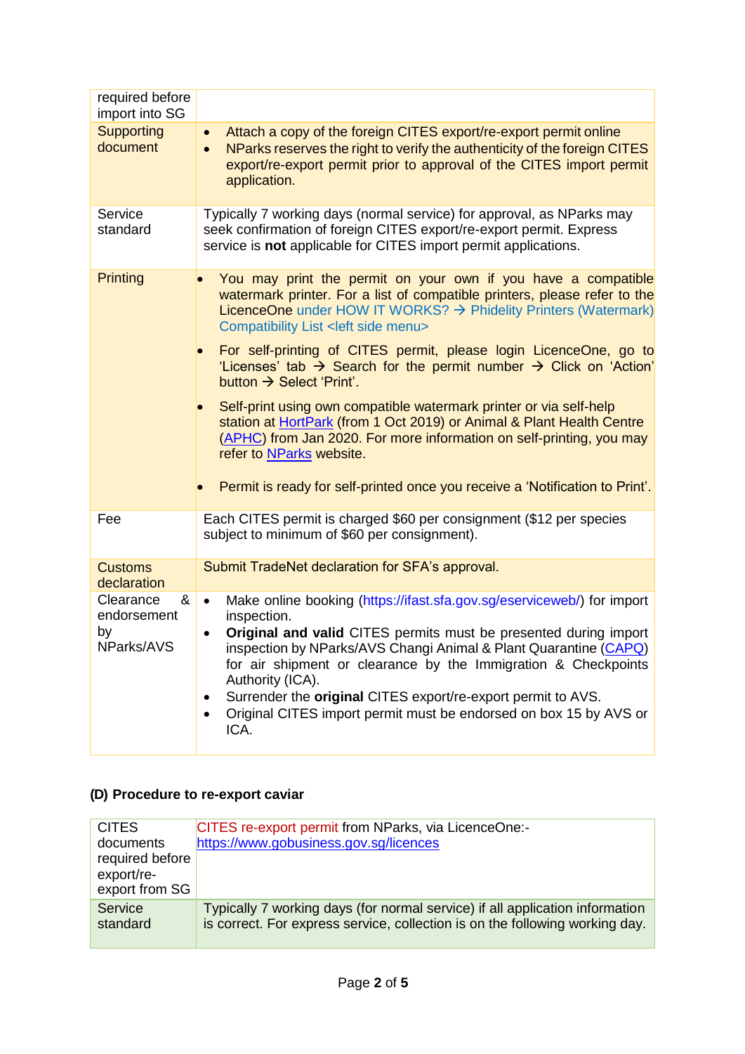| | |
|---|---|
| required before import into SG | |
| Supporting document | • Attach a copy of the foreign CITES export/re-export permit online<br>• NParks reserves the right to verify the authenticity of the foreign CITES export/re-export permit prior to approval of the CITES import permit application. |
| Service standard | Typically 7 working days (normal service) for approval, as NParks may seek confirmation of foreign CITES export/re-export permit. Express service is **not** applicable for CITES import permit applications. |
| Printing | • You may print the permit on your own if you have a compatible watermark printer. For a list of compatible printers, please refer to the LicenceOne under HOW IT WORKS? → Phidelity Printers (Watermark) Compatibility List <left side menu><br>• For self-printing of CITES permit, please login LicenceOne, go to 'Licenses' tab → Search for the permit number → Click on 'Action' button → Select 'Print'.<br>• Self-print using own compatible watermark printer or via self-help station at HortPark (from 1 Oct 2019) or Animal & Plant Health Centre (APHC) from Jan 2020. For more information on self-printing, you may refer to NParks website.<br>• Permit is ready for self-printed once you receive a 'Notification to Print'. |
| Fee | Each CITES permit is charged $60 per consignment ($12 per species subject to minimum of $60 per consignment). |
| Customs declaration | Submit TradeNet declaration for SFA's approval. |
| Clearance & endorsement by NParks/AVS | • Make online booking (https://ifast.sfa.gov.sg/eserviceweb/) for import inspection.<br>• **Original and valid** CITES permits must be presented during import inspection by NParks/AVS Changi Animal & Plant Quarantine (CAPQ) for air shipment or clearance by the Immigration & Checkpoints Authority (ICA).<br>• Surrender the **original** CITES export/re-export permit to AVS.<br>• Original CITES import permit must be endorsed on box 15 by AVS or ICA. |

### (D) Procedure to re-export caviar

| | |
|---|---|
| CITES documents required before export/re-export from SG | CITES re-export permit from NParks, via LicenceOne:- https://www.gobusiness.gov.sg/licences |
| Service standard | Typically 7 working days (for normal service) if all application information is correct. For express service, collection is on the following working day. |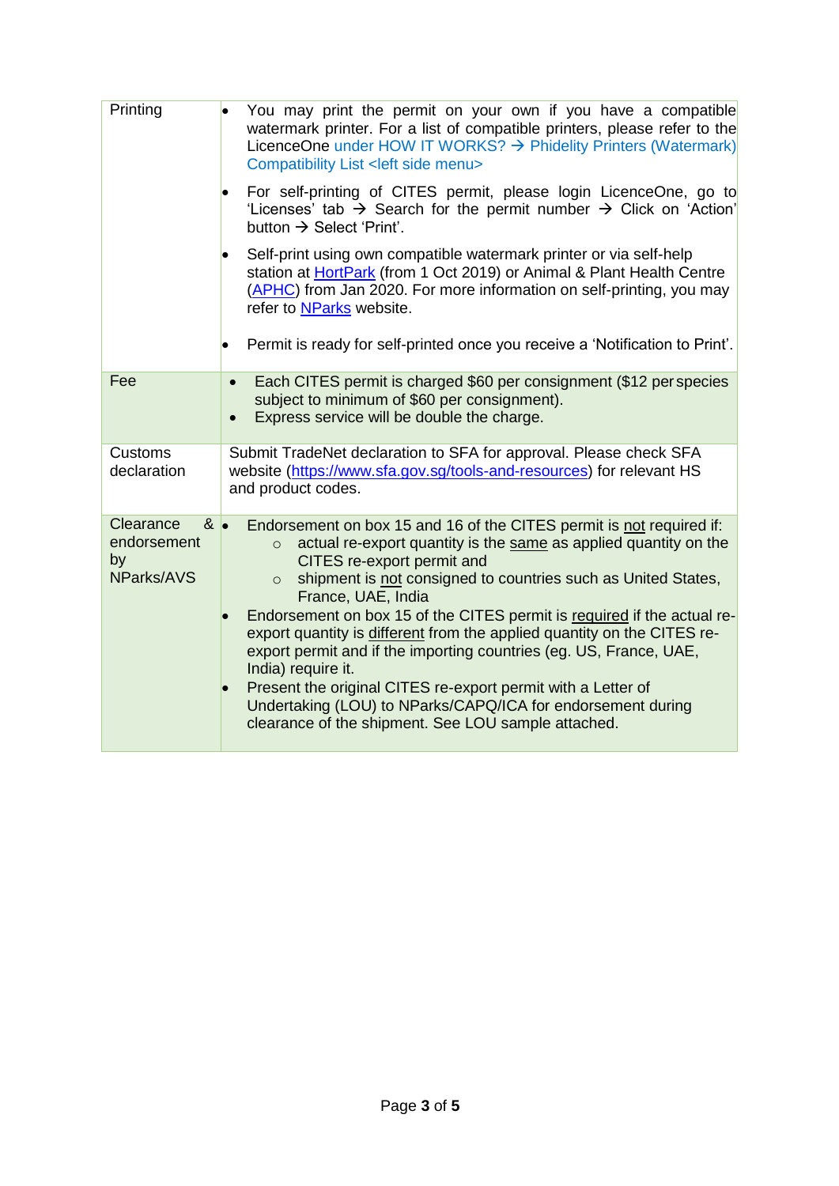| | |
|---|---|
| Printing | • You may print the permit on your own if you have a compatible watermark printer. For a list of compatible printers, please refer to the LicenceOne under HOW IT WORKS? → Phidelity Printers (Watermark) Compatibility List <left side menu><br><br>• For self-printing of CITES permit, please login LicenceOne, go to 'Licenses' tab → Search for the permit number → Click on 'Action' button → Select 'Print'.<br><br>• Self-print using own compatible watermark printer or via self-help station at HortPark (from 1 Oct 2019) or Animal & Plant Health Centre (APHC) from Jan 2020. For more information on self-printing, you may refer to NParks website.<br><br>• Permit is ready for self-printed once you receive a 'Notification to Print'. |
| Fee | • Each CITES permit is charged $60 per consignment ($12 per species subject to minimum of $60 per consignment).<br>• Express service will be double the charge. |
| Customs declaration | Submit TradeNet declaration to SFA for approval. Please check SFA website (https://www.sfa.gov.sg/tools-and-resources) for relevant HS and product codes. |
| Clearance & endorsement by NParks/AVS | • Endorsement on box 15 and 16 of the CITES permit is <u>not</u> required if:<br>&nbsp;&nbsp;&nbsp;&nbsp;○ actual re-export quantity is the <u>same</u> as applied quantity on the CITES re-export permit and<br>&nbsp;&nbsp;&nbsp;&nbsp;○ shipment is <u>not</u> consigned to countries such as United States, France, UAE, India<br>• Endorsement on box 15 of the CITES permit is <u>required</u> if the actual re-export quantity is <u>different</u> from the applied quantity on the CITES re-export permit and if the importing countries (eg. US, France, UAE, India) require it.<br>• Present the original CITES re-export permit with a Letter of Undertaking (LOU) to NParks/CAPQ/ICA for endorsement during clearance of the shipment. See LOU sample attached. |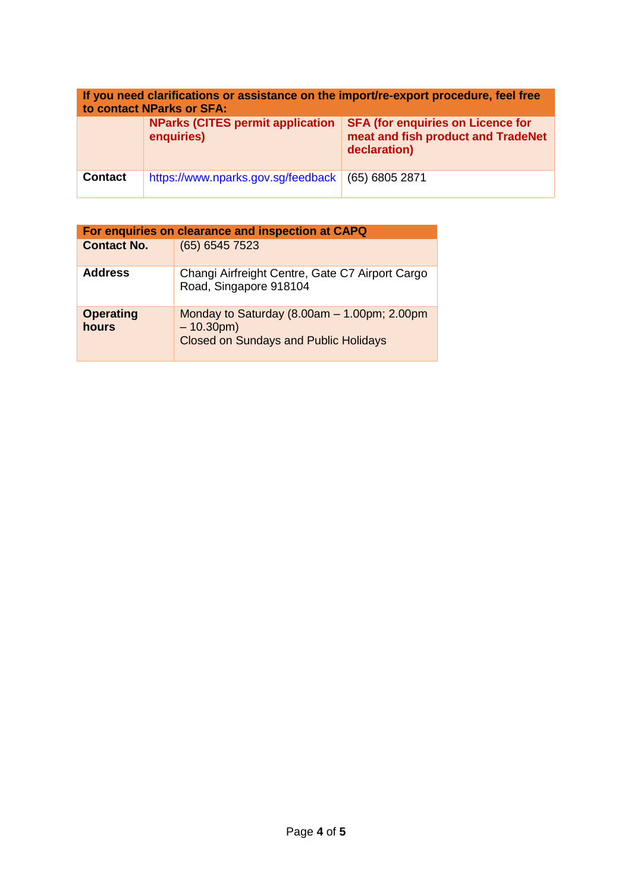| If you need clarifications or assistance on the import/re-export procedure, feel free to contact NParks or SFA: | | |
|---|---|---|
| | **NParks (CITES permit application enquiries)** | **SFA (for enquiries on Licence for meat and fish product and TradeNet declaration)** |
| **Contact** | https://www.nparks.gov.sg/feedback | (65) 6805 2871 |

| For enquiries on clearance and inspection at CAPQ | |
|---|---|
| **Contact No.** | (65) 6545 7523 |
| **Address** | Changi Airfreight Centre, Gate C7 Airport Cargo Road, Singapore 918104 |
| **Operating hours** | Monday to Saturday (8.00am – 1.00pm; 2.00pm – 10.30pm)<br>Closed on Sundays and Public Holidays |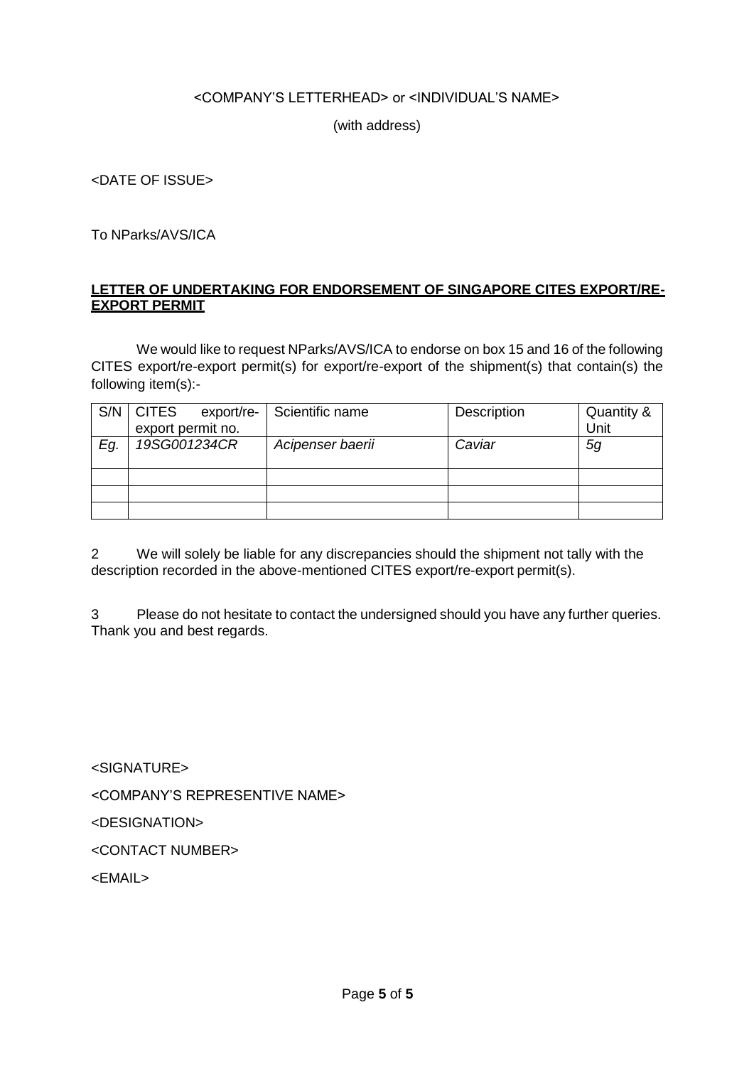<COMPANY'S LETTERHEAD> or <INDIVIDUAL'S NAME>

(with address)

<DATE OF ISSUE>

To NParks/AVS/ICA

**LETTER OF UNDERTAKING FOR ENDORSEMENT OF SINGAPORE CITES EXPORT/RE-EXPORT PERMIT**

We would like to request NParks/AVS/ICA to endorse on box 15 and 16 of the following CITES export/re-export permit(s) for export/re-export of the shipment(s) that contain(s) the following item(s):-

| S/N | CITES export/re-export permit no. | Scientific name | Description | Quantity & Unit |
|---|---|---|---|---|
| *Eg.* | *19SG001234CR* | *Acipenser baerii* | *Caviar* | *5g* |
| | | | | |
| | | | | |
| | | | | |

2 We will solely be liable for any discrepancies should the shipment not tally with the description recorded in the above-mentioned CITES export/re-export permit(s).

3 Please do not hesitate to contact the undersigned should you have any further queries. Thank you and best regards.

<SIGNATURE>

<COMPANY'S REPRESENTIVE NAME>

<DESIGNATION>

<CONTACT NUMBER>

<EMAIL>